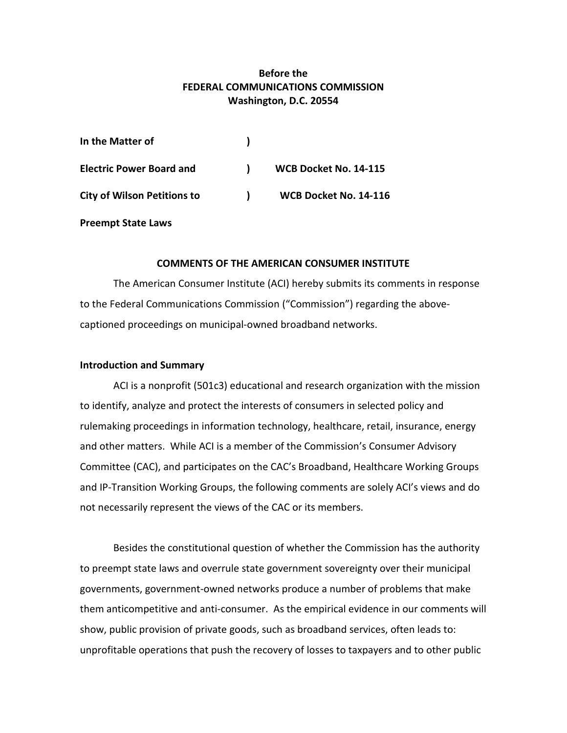**Before the**
**FEDERAL COMMUNICATIONS COMMISSION**
**Washington, D.C. 20554**

| | | |
|---|---|---|
| **In the Matter of** | **)** | |
| **Electric Power Board and** | **)** | **WCB Docket No. 14-115** |
| **City of Wilson Petitions to** | **)** | **WCB Docket No. 14-116** |
| **Preempt State Laws** | | |

**COMMENTS OF THE AMERICAN CONSUMER INSTITUTE**

The American Consumer Institute (ACI) hereby submits its comments in response to the Federal Communications Commission ("Commission") regarding the above-captioned proceedings on municipal-owned broadband networks.

**Introduction and Summary**

ACI is a nonprofit (501c3) educational and research organization with the mission to identify, analyze and protect the interests of consumers in selected policy and rulemaking proceedings in information technology, healthcare, retail, insurance, energy and other matters. While ACI is a member of the Commission's Consumer Advisory Committee (CAC), and participates on the CAC's Broadband, Healthcare Working Groups and IP-Transition Working Groups, the following comments are solely ACI's views and do not necessarily represent the views of the CAC or its members.

Besides the constitutional question of whether the Commission has the authority to preempt state laws and overrule state government sovereignty over their municipal governments, government-owned networks produce a number of problems that make them anticompetitive and anti-consumer. As the empirical evidence in our comments will show, public provision of private goods, such as broadband services, often leads to: unprofitable operations that push the recovery of losses to taxpayers and to other public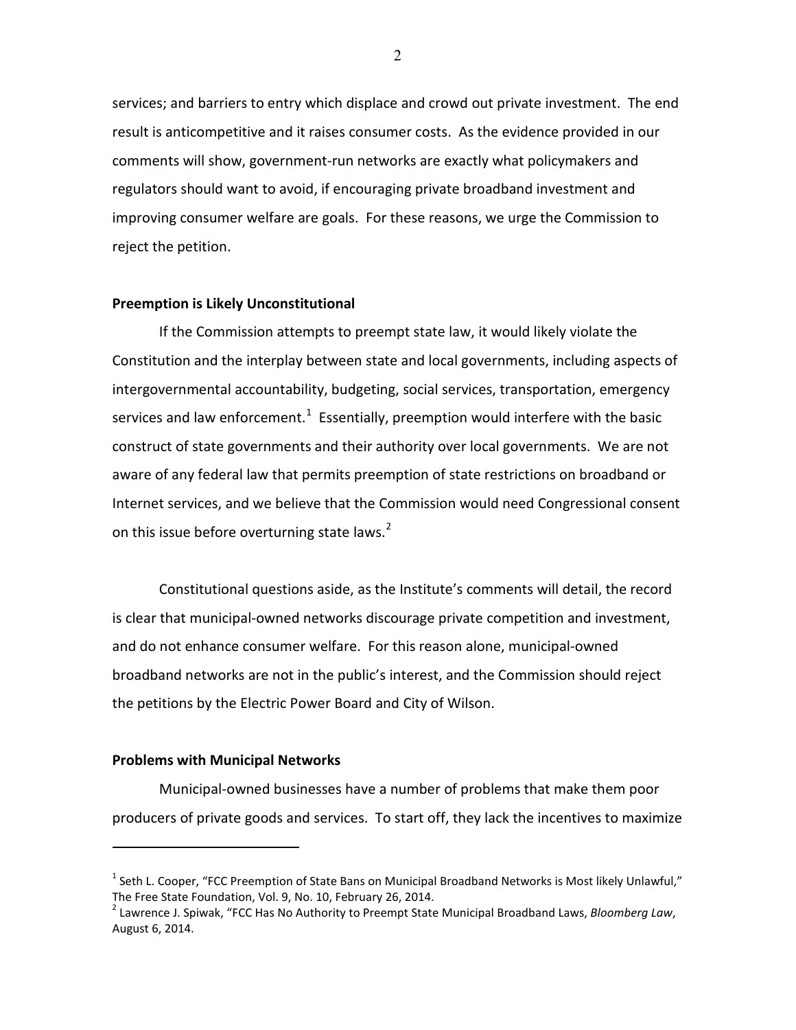services; and barriers to entry which displace and crowd out private investment. The end result is anticompetitive and it raises consumer costs. As the evidence provided in our comments will show, government-run networks are exactly what policymakers and regulators should want to avoid, if encouraging private broadband investment and improving consumer welfare are goals. For these reasons, we urge the Commission to reject the petition.

**Preemption is Likely Unconstitutional**

If the Commission attempts to preempt state law, it would likely violate the Constitution and the interplay between state and local governments, including aspects of intergovernmental accountability, budgeting, social services, transportation, emergency services and law enforcement.[1] Essentially, preemption would interfere with the basic construct of state governments and their authority over local governments. We are not aware of any federal law that permits preemption of state restrictions on broadband or Internet services, and we believe that the Commission would need Congressional consent on this issue before overturning state laws.[2]

Constitutional questions aside, as the Institute's comments will detail, the record is clear that municipal-owned networks discourage private competition and investment, and do not enhance consumer welfare. For this reason alone, municipal-owned broadband networks are not in the public's interest, and the Commission should reject the petitions by the Electric Power Board and City of Wilson.

**Problems with Municipal Networks**

Municipal-owned businesses have a number of problems that make them poor producers of private goods and services. To start off, they lack the incentives to maximize

[1] Seth L. Cooper, "FCC Preemption of State Bans on Municipal Broadband Networks is Most likely Unlawful," The Free State Foundation, Vol. 9, No. 10, February 26, 2014.

[2] Lawrence J. Spiwak, "FCC Has No Authority to Preempt State Municipal Broadband Laws, *Bloomberg Law*, August 6, 2014.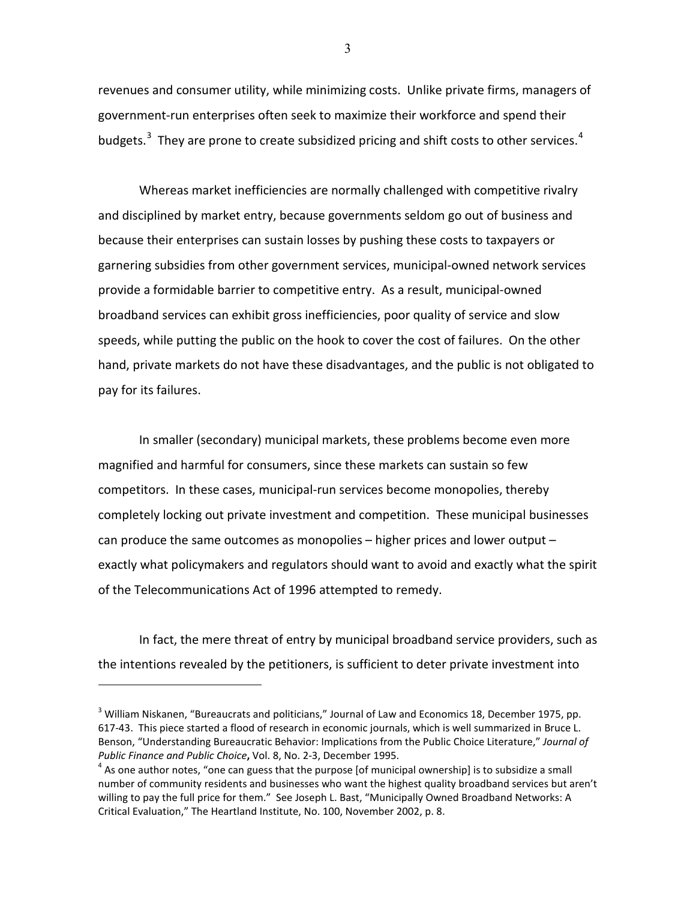revenues and consumer utility, while minimizing costs. Unlike private firms, managers of government-run enterprises often seek to maximize their workforce and spend their budgets.[3] They are prone to create subsidized pricing and shift costs to other services.[4]

Whereas market inefficiencies are normally challenged with competitive rivalry and disciplined by market entry, because governments seldom go out of business and because their enterprises can sustain losses by pushing these costs to taxpayers or garnering subsidies from other government services, municipal-owned network services provide a formidable barrier to competitive entry. As a result, municipal-owned broadband services can exhibit gross inefficiencies, poor quality of service and slow speeds, while putting the public on the hook to cover the cost of failures. On the other hand, private markets do not have these disadvantages, and the public is not obligated to pay for its failures.

In smaller (secondary) municipal markets, these problems become even more magnified and harmful for consumers, since these markets can sustain so few competitors. In these cases, municipal-run services become monopolies, thereby completely locking out private investment and competition. These municipal businesses can produce the same outcomes as monopolies – higher prices and lower output – exactly what policymakers and regulators should want to avoid and exactly what the spirit of the Telecommunications Act of 1996 attempted to remedy.

In fact, the mere threat of entry by municipal broadband service providers, such as the intentions revealed by the petitioners, is sufficient to deter private investment into

---

[3] William Niskanen, "Bureaucrats and politicians," Journal of Law and Economics 18, December 1975, pp. 617-43. This piece started a flood of research in economic journals, which is well summarized in Bruce L. Benson, "Understanding Bureaucratic Behavior: Implications from the Public Choice Literature," *Journal of Public Finance and Public Choice***,** Vol. 8, No. 2-3, December 1995.

[4] As one author notes, "one can guess that the purpose [of municipal ownership] is to subsidize a small number of community residents and businesses who want the highest quality broadband services but aren't willing to pay the full price for them." See Joseph L. Bast, "Municipally Owned Broadband Networks: A Critical Evaluation," The Heartland Institute, No. 100, November 2002, p. 8.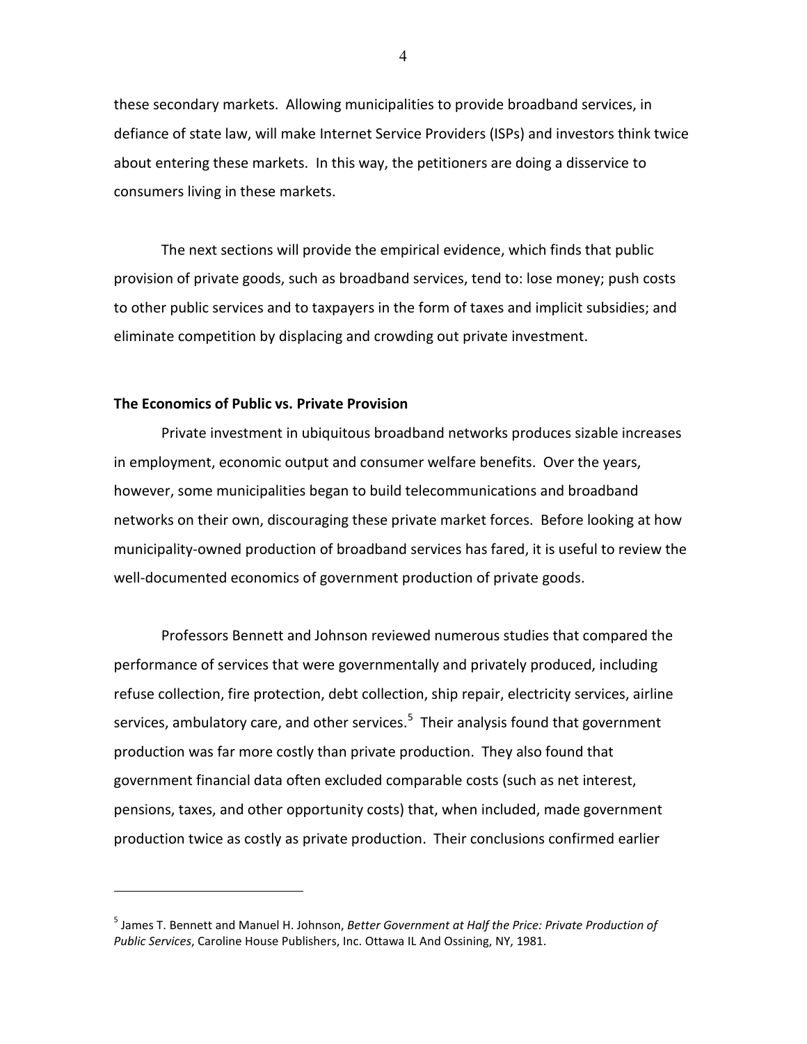these secondary markets. Allowing municipalities to provide broadband services, in defiance of state law, will make Internet Service Providers (ISPs) and investors think twice about entering these markets. In this way, the petitioners are doing a disservice to consumers living in these markets.

The next sections will provide the empirical evidence, which finds that public provision of private goods, such as broadband services, tend to: lose money; push costs to other public services and to taxpayers in the form of taxes and implicit subsidies; and eliminate competition by displacing and crowding out private investment.

**The Economics of Public vs. Private Provision**

Private investment in ubiquitous broadband networks produces sizable increases in employment, economic output and consumer welfare benefits. Over the years, however, some municipalities began to build telecommunications and broadband networks on their own, discouraging these private market forces. Before looking at how municipality-owned production of broadband services has fared, it is useful to review the well-documented economics of government production of private goods.

Professors Bennett and Johnson reviewed numerous studies that compared the performance of services that were governmentally and privately produced, including refuse collection, fire protection, debt collection, ship repair, electricity services, airline services, ambulatory care, and other services.[5] Their analysis found that government production was far more costly than private production. They also found that government financial data often excluded comparable costs (such as net interest, pensions, taxes, and other opportunity costs) that, when included, made government production twice as costly as private production. Their conclusions confirmed earlier

[5] James T. Bennett and Manuel H. Johnson, *Better Government at Half the Price: Private Production of Public Services*, Caroline House Publishers, Inc. Ottawa IL And Ossining, NY, 1981.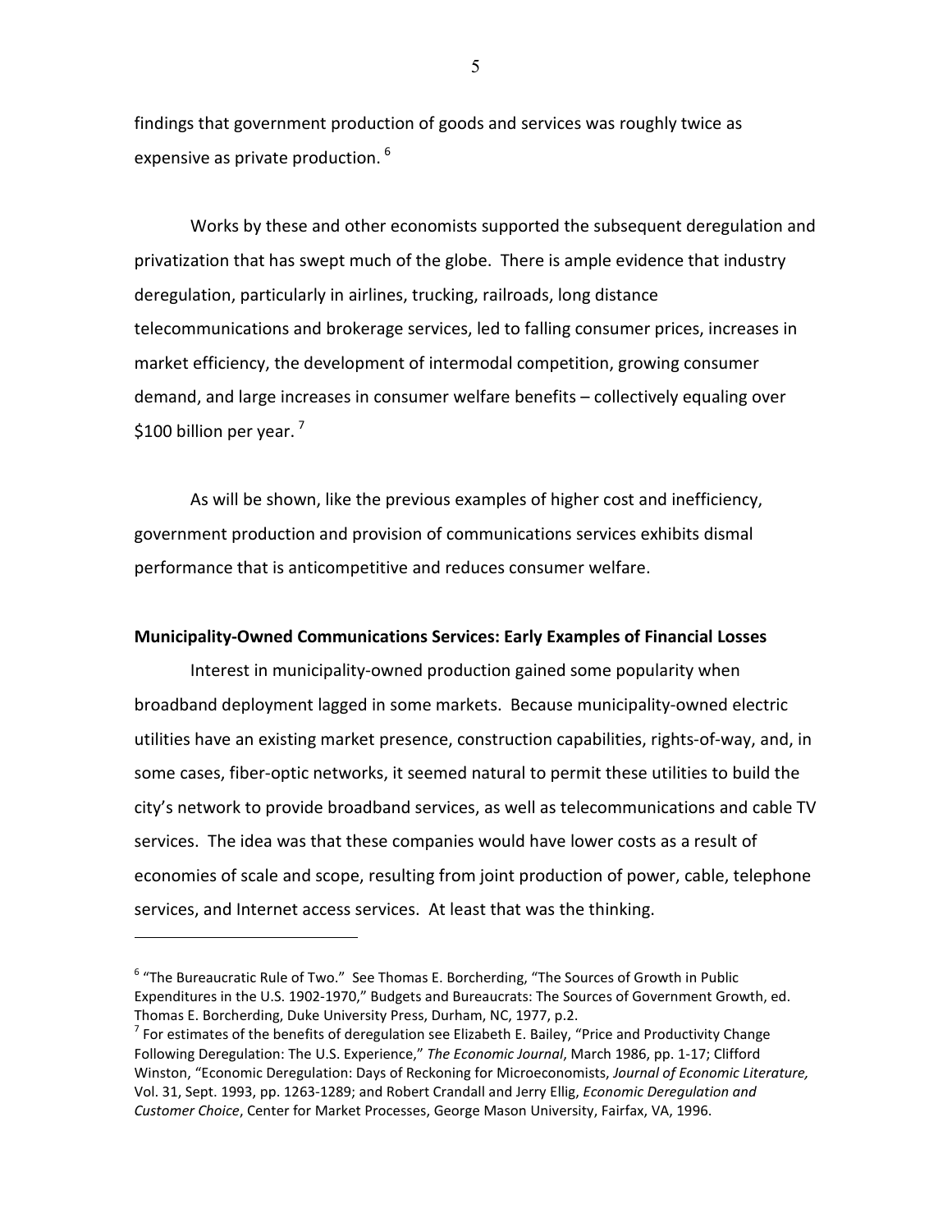findings that government production of goods and services was roughly twice as expensive as private production. [6]

Works by these and other economists supported the subsequent deregulation and privatization that has swept much of the globe. There is ample evidence that industry deregulation, particularly in airlines, trucking, railroads, long distance telecommunications and brokerage services, led to falling consumer prices, increases in market efficiency, the development of intermodal competition, growing consumer demand, and large increases in consumer welfare benefits – collectively equaling over $100 billion per year. [7]

As will be shown, like the previous examples of higher cost and inefficiency, government production and provision of communications services exhibits dismal performance that is anticompetitive and reduces consumer welfare.

**Municipality-Owned Communications Services: Early Examples of Financial Losses**

Interest in municipality-owned production gained some popularity when broadband deployment lagged in some markets. Because municipality-owned electric utilities have an existing market presence, construction capabilities, rights-of-way, and, in some cases, fiber-optic networks, it seemed natural to permit these utilities to build the city's network to provide broadband services, as well as telecommunications and cable TV services. The idea was that these companies would have lower costs as a result of economies of scale and scope, resulting from joint production of power, cable, telephone services, and Internet access services. At least that was the thinking.

---

[6] "The Bureaucratic Rule of Two." See Thomas E. Borcherding, "The Sources of Growth in Public Expenditures in the U.S. 1902-1970," Budgets and Bureaucrats: The Sources of Government Growth, ed. Thomas E. Borcherding, Duke University Press, Durham, NC, 1977, p.2.

[7] For estimates of the benefits of deregulation see Elizabeth E. Bailey, "Price and Productivity Change Following Deregulation: The U.S. Experience," *The Economic Journal*, March 1986, pp. 1-17; Clifford Winston, "Economic Deregulation: Days of Reckoning for Microeconomists, *Journal of Economic Literature,* Vol. 31, Sept. 1993, pp. 1263-1289; and Robert Crandall and Jerry Ellig, *Economic Deregulation and Customer Choice*, Center for Market Processes, George Mason University, Fairfax, VA, 1996.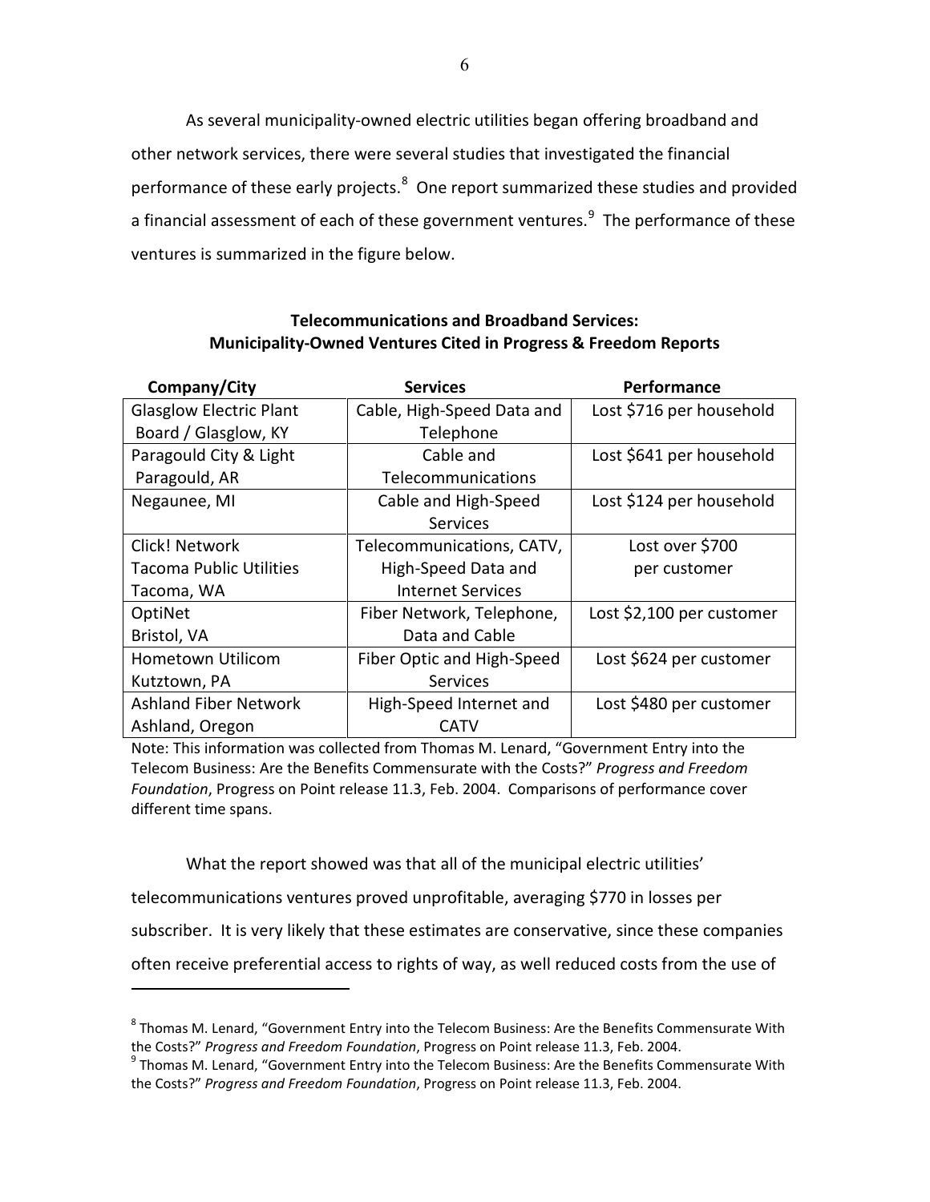As several municipality-owned electric utilities began offering broadband and other network services, there were several studies that investigated the financial performance of these early projects.[8] One report summarized these studies and provided a financial assessment of each of these government ventures.[9] The performance of these ventures is summarized in the figure below.

**Telecommunications and Broadband Services: Municipality-Owned Ventures Cited in Progress & Freedom Reports**

| Company/City | Services | Performance |
|---|---|---|
| Glasglow Electric Plant Board / Glasglow, KY | Cable, High-Speed Data and Telephone | Lost $716 per household |
| Paragould City & Light Paragould, AR | Cable and Telecommunications | Lost $641 per household |
| Negaunee, MI | Cable and High-Speed Services | Lost $124 per household |
| Click! Network Tacoma Public Utilities Tacoma, WA | Telecommunications, CATV, High-Speed Data and Internet Services | Lost over $700 per customer |
| OptiNet Bristol, VA | Fiber Network, Telephone, Data and Cable | Lost $2,100 per customer |
| Hometown Utilicom Kutztown, PA | Fiber Optic and High-Speed Services | Lost $624 per customer |
| Ashland Fiber Network Ashland, Oregon | High-Speed Internet and CATV | Lost $480 per customer |

Note: This information was collected from Thomas M. Lenard, "Government Entry into the Telecom Business: Are the Benefits Commensurate with the Costs?" *Progress and Freedom Foundation*, Progress on Point release 11.3, Feb. 2004. Comparisons of performance cover different time spans.

What the report showed was that all of the municipal electric utilities' telecommunications ventures proved unprofitable, averaging $770 in losses per subscriber. It is very likely that these estimates are conservative, since these companies often receive preferential access to rights of way, as well reduced costs from the use of

[8] Thomas M. Lenard, "Government Entry into the Telecom Business: Are the Benefits Commensurate With the Costs?" *Progress and Freedom Foundation*, Progress on Point release 11.3, Feb. 2004.

[9] Thomas M. Lenard, "Government Entry into the Telecom Business: Are the Benefits Commensurate With the Costs?" *Progress and Freedom Foundation*, Progress on Point release 11.3, Feb. 2004.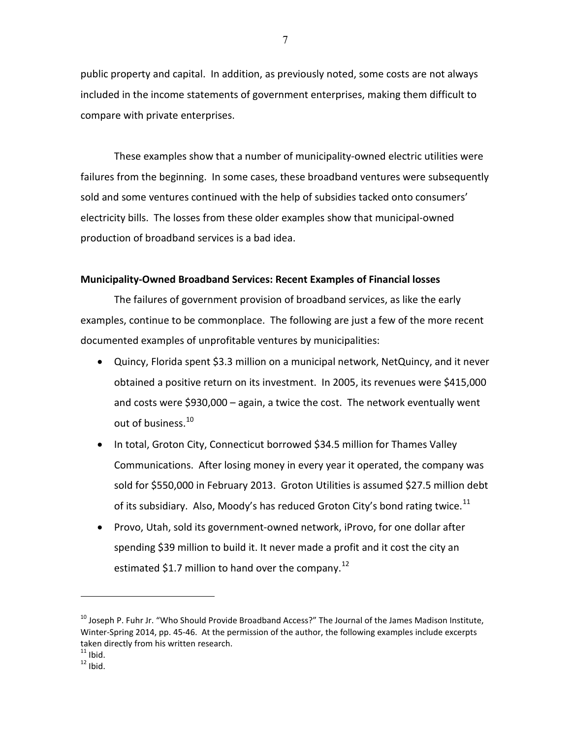public property and capital. In addition, as previously noted, some costs are not always included in the income statements of government enterprises, making them difficult to compare with private enterprises.

These examples show that a number of municipality-owned electric utilities were failures from the beginning. In some cases, these broadband ventures were subsequently sold and some ventures continued with the help of subsidies tacked onto consumers' electricity bills. The losses from these older examples show that municipal-owned production of broadband services is a bad idea.

**Municipality-Owned Broadband Services: Recent Examples of Financial losses**

The failures of government provision of broadband services, as like the early examples, continue to be commonplace. The following are just a few of the more recent documented examples of unprofitable ventures by municipalities:

- Quincy, Florida spent $3.3 million on a municipal network, NetQuincy, and it never obtained a positive return on its investment. In 2005, its revenues were $415,000 and costs were $930,000 – again, a twice the cost. The network eventually went out of business.[10]
- In total, Groton City, Connecticut borrowed $34.5 million for Thames Valley Communications. After losing money in every year it operated, the company was sold for $550,000 in February 2013. Groton Utilities is assumed $27.5 million debt of its subsidiary. Also, Moody's has reduced Groton City's bond rating twice.[11]
- Provo, Utah, sold its government-owned network, iProvo, for one dollar after spending $39 million to build it. It never made a profit and it cost the city an estimated $1.7 million to hand over the company.[12]

---

[10] Joseph P. Fuhr Jr. "Who Should Provide Broadband Access?" The Journal of the James Madison Institute, Winter-Spring 2014, pp. 45-46. At the permission of the author, the following examples include excerpts taken directly from his written research.
[11] Ibid.
[12] Ibid.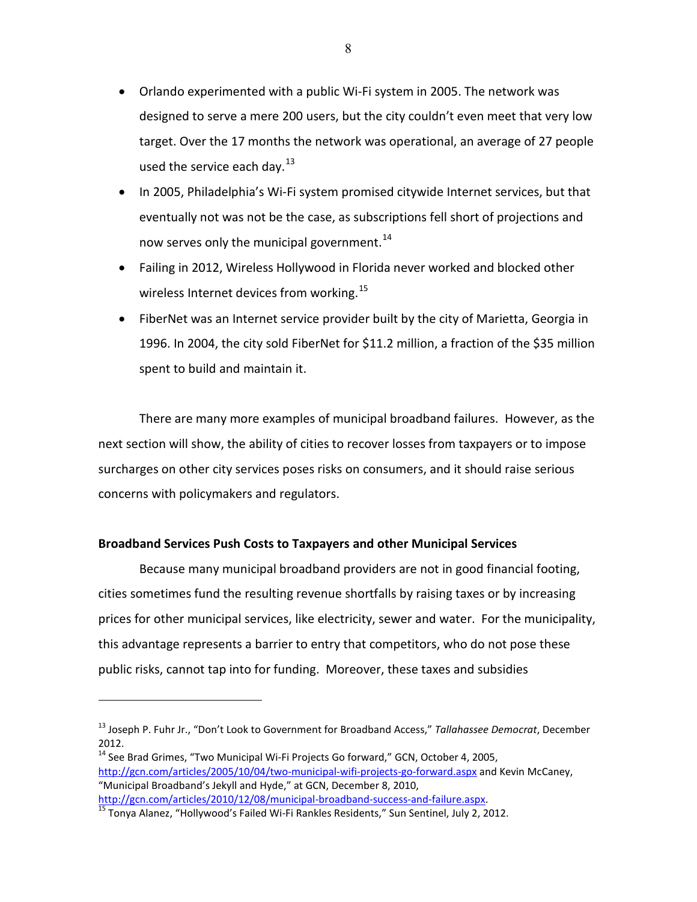- Orlando experimented with a public Wi-Fi system in 2005. The network was designed to serve a mere 200 users, but the city couldn't even meet that very low target. Over the 17 months the network was operational, an average of 27 people used the service each day.[13]
- In 2005, Philadelphia's Wi-Fi system promised citywide Internet services, but that eventually not was not be the case, as subscriptions fell short of projections and now serves only the municipal government.[14]
- Failing in 2012, Wireless Hollywood in Florida never worked and blocked other wireless Internet devices from working.[15]
- FiberNet was an Internet service provider built by the city of Marietta, Georgia in 1996. In 2004, the city sold FiberNet for $11.2 million, a fraction of the $35 million spent to build and maintain it.

There are many more examples of municipal broadband failures. However, as the next section will show, the ability of cities to recover losses from taxpayers or to impose surcharges on other city services poses risks on consumers, and it should raise serious concerns with policymakers and regulators.

**Broadband Services Push Costs to Taxpayers and other Municipal Services**

Because many municipal broadband providers are not in good financial footing, cities sometimes fund the resulting revenue shortfalls by raising taxes or by increasing prices for other municipal services, like electricity, sewer and water. For the municipality, this advantage represents a barrier to entry that competitors, who do not pose these public risks, cannot tap into for funding. Moreover, these taxes and subsidies

---

[13] Joseph P. Fuhr Jr., "Don't Look to Government for Broadband Access," *Tallahassee Democrat*, December 2012.

[14] See Brad Grimes, "Two Municipal Wi-Fi Projects Go forward," GCN, October 4, 2005, http://gcn.com/articles/2005/10/04/two-municipal-wifi-projects-go-forward.aspx and Kevin McCaney, "Municipal Broadband's Jekyll and Hyde," at GCN, December 8, 2010, http://gcn.com/articles/2010/12/08/municipal-broadband-success-and-failure.aspx.

[15] Tonya Alanez, "Hollywood's Failed Wi-Fi Rankles Residents," Sun Sentinel, July 2, 2012.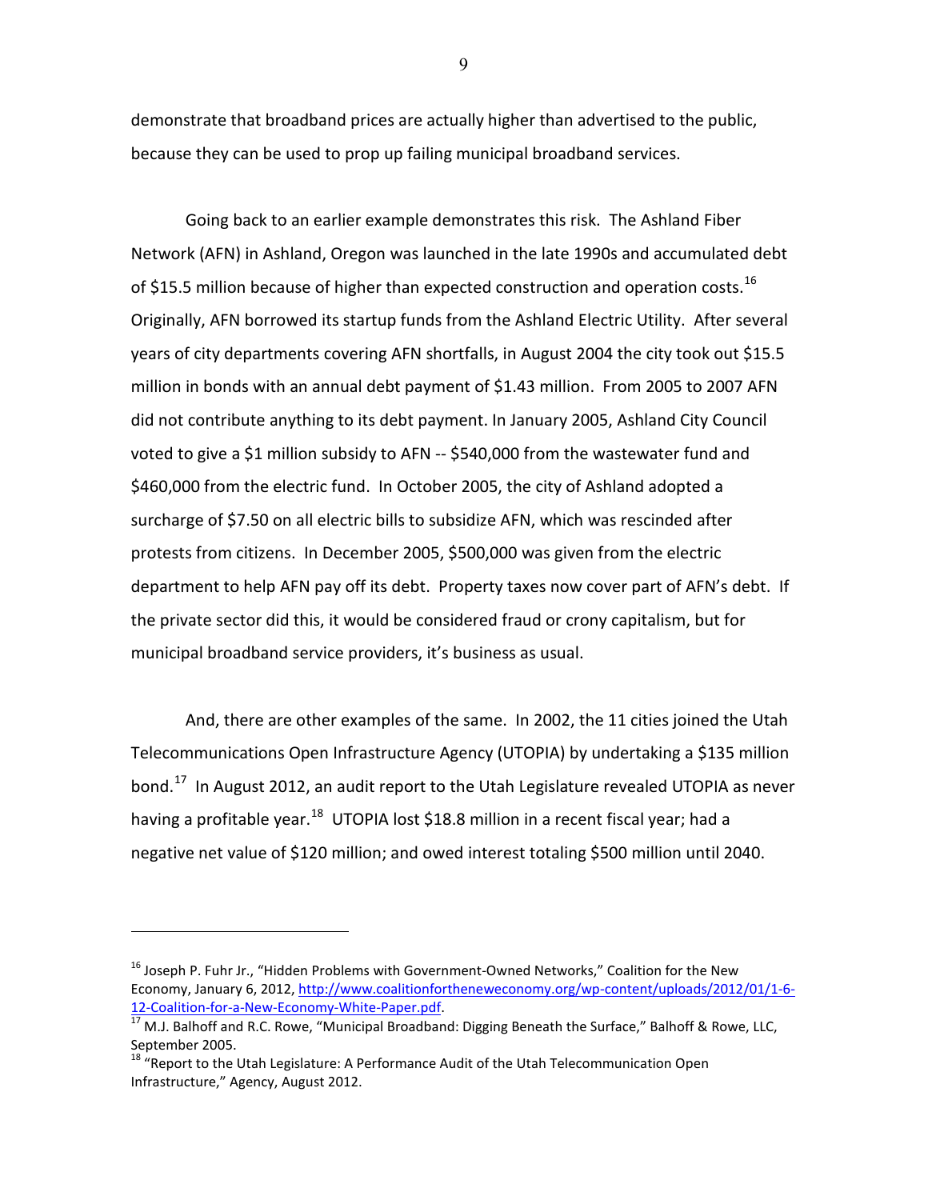demonstrate that broadband prices are actually higher than advertised to the public, because they can be used to prop up failing municipal broadband services.

Going back to an earlier example demonstrates this risk. The Ashland Fiber Network (AFN) in Ashland, Oregon was launched in the late 1990s and accumulated debt of $15.5 million because of higher than expected construction and operation costs.[16] Originally, AFN borrowed its startup funds from the Ashland Electric Utility. After several years of city departments covering AFN shortfalls, in August 2004 the city took out $15.5 million in bonds with an annual debt payment of $1.43 million. From 2005 to 2007 AFN did not contribute anything to its debt payment. In January 2005, Ashland City Council voted to give a $1 million subsidy to AFN -- $540,000 from the wastewater fund and $460,000 from the electric fund. In October 2005, the city of Ashland adopted a surcharge of $7.50 on all electric bills to subsidize AFN, which was rescinded after protests from citizens. In December 2005, $500,000 was given from the electric department to help AFN pay off its debt. Property taxes now cover part of AFN's debt. If the private sector did this, it would be considered fraud or crony capitalism, but for municipal broadband service providers, it's business as usual.

And, there are other examples of the same. In 2002, the 11 cities joined the Utah Telecommunications Open Infrastructure Agency (UTOPIA) by undertaking a $135 million bond.[17] In August 2012, an audit report to the Utah Legislature revealed UTOPIA as never having a profitable year.[18] UTOPIA lost $18.8 million in a recent fiscal year; had a negative net value of $120 million; and owed interest totaling $500 million until 2040.

---

[16] Joseph P. Fuhr Jr., "Hidden Problems with Government-Owned Networks," Coalition for the New Economy, January 6, 2012, http://www.coalitionfortheneweconomy.org/wp-content/uploads/2012/01/1-6-12-Coalition-for-a-New-Economy-White-Paper.pdf.

[17] M.J. Balhoff and R.C. Rowe, "Municipal Broadband: Digging Beneath the Surface," Balhoff & Rowe, LLC, September 2005.

[18] "Report to the Utah Legislature: A Performance Audit of the Utah Telecommunication Open Infrastructure," Agency, August 2012.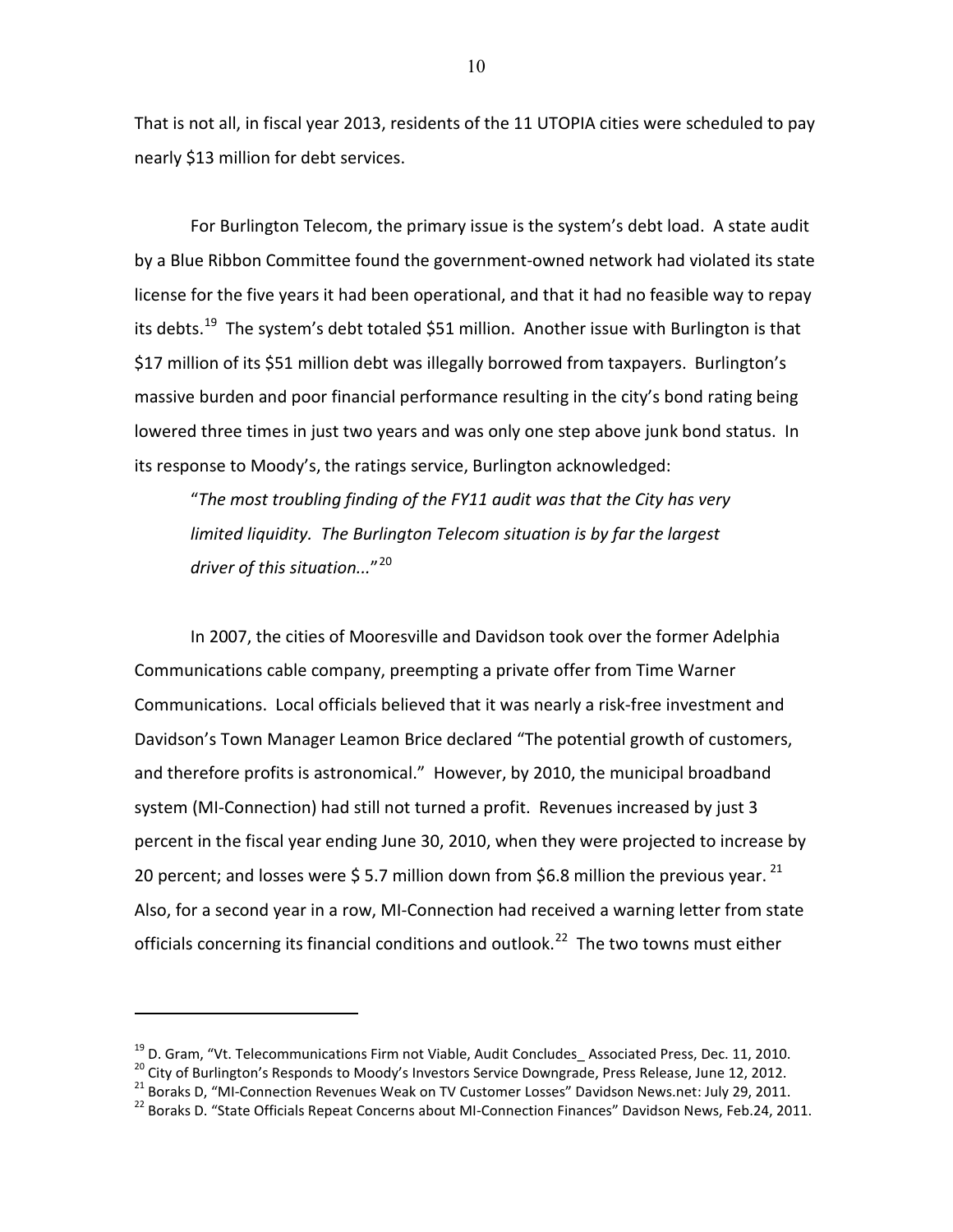That is not all, in fiscal year 2013, residents of the 11 UTOPIA cities were scheduled to pay nearly $13 million for debt services.

For Burlington Telecom, the primary issue is the system's debt load. A state audit by a Blue Ribbon Committee found the government-owned network had violated its state license for the five years it had been operational, and that it had no feasible way to repay its debts.[19] The system's debt totaled $51 million. Another issue with Burlington is that $17 million of its $51 million debt was illegally borrowed from taxpayers. Burlington's massive burden and poor financial performance resulting in the city's bond rating being lowered three times in just two years and was only one step above junk bond status. In its response to Moody's, the ratings service, Burlington acknowledged:

> "*The most troubling finding of the FY11 audit was that the City has very limited liquidity. The Burlington Telecom situation is by far the largest driver of this situation...*"[20]

In 2007, the cities of Mooresville and Davidson took over the former Adelphia Communications cable company, preempting a private offer from Time Warner Communications. Local officials believed that it was nearly a risk-free investment and Davidson's Town Manager Leamon Brice declared "The potential growth of customers, and therefore profits is astronomical." However, by 2010, the municipal broadband system (MI-Connection) had still not turned a profit. Revenues increased by just 3 percent in the fiscal year ending June 30, 2010, when they were projected to increase by 20 percent; and losses were $ 5.7 million down from $6.8 million the previous year.[21] Also, for a second year in a row, MI-Connection had received a warning letter from state officials concerning its financial conditions and outlook.[22] The two towns must either

---

[19] D. Gram, "Vt. Telecommunications Firm not Viable, Audit Concludes_ Associated Press, Dec. 11, 2010.

[20] City of Burlington's Responds to Moody's Investors Service Downgrade, Press Release, June 12, 2012.

[21] Boraks D, "MI-Connection Revenues Weak on TV Customer Losses" Davidson News.net: July 29, 2011.

[22] Boraks D. "State Officials Repeat Concerns about MI-Connection Finances" Davidson News, Feb.24, 2011.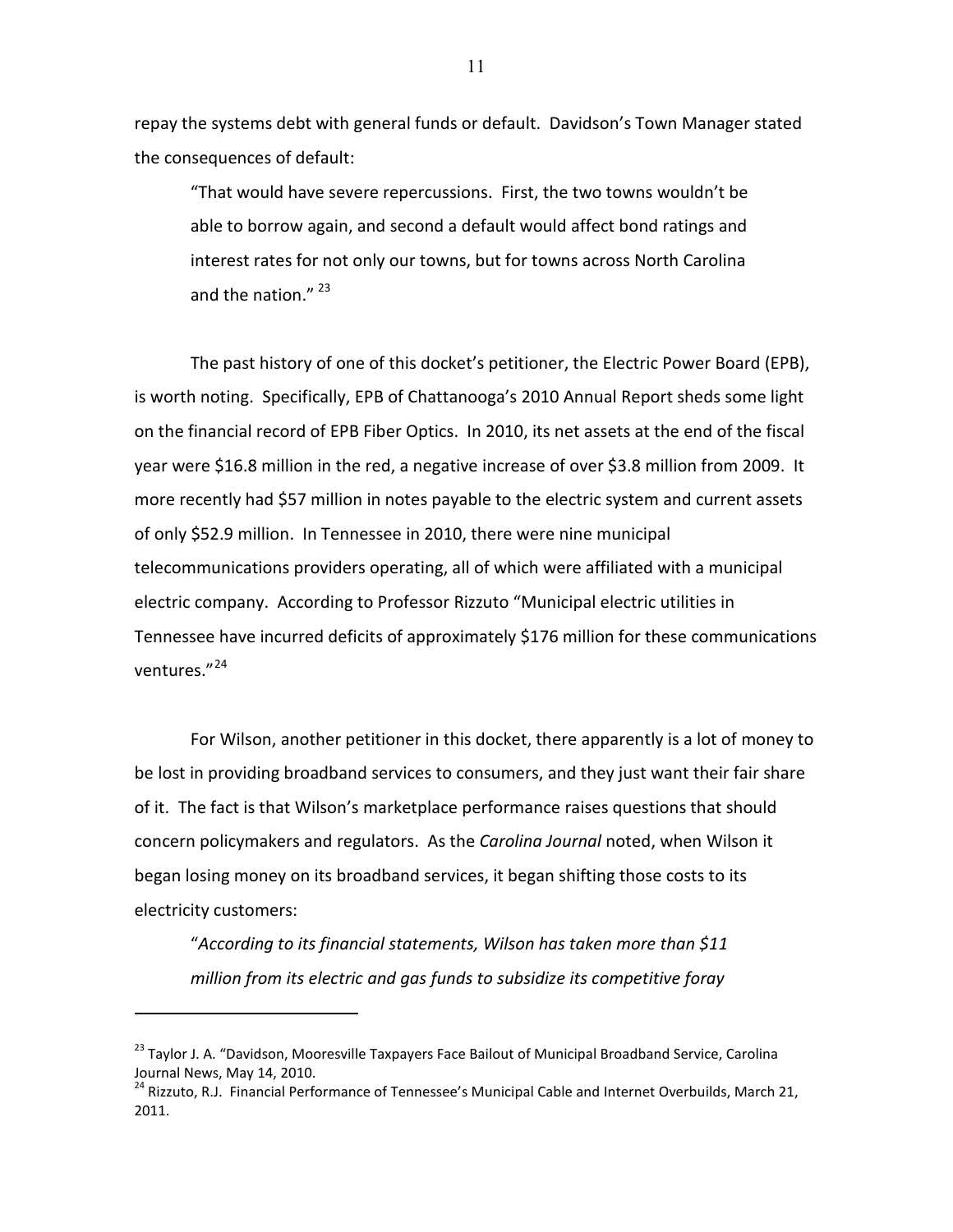repay the systems debt with general funds or default. Davidson's Town Manager stated the consequences of default:

> "That would have severe repercussions. First, the two towns wouldn't be able to borrow again, and second a default would affect bond ratings and interest rates for not only our towns, but for towns across North Carolina and the nation." [23]

The past history of one of this docket's petitioner, the Electric Power Board (EPB), is worth noting. Specifically, EPB of Chattanooga's 2010 Annual Report sheds some light on the financial record of EPB Fiber Optics. In 2010, its net assets at the end of the fiscal year were $16.8 million in the red, a negative increase of over $3.8 million from 2009. It more recently had $57 million in notes payable to the electric system and current assets of only $52.9 million. In Tennessee in 2010, there were nine municipal telecommunications providers operating, all of which were affiliated with a municipal electric company. According to Professor Rizzuto "Municipal electric utilities in Tennessee have incurred deficits of approximately $176 million for these communications ventures."[24]

For Wilson, another petitioner in this docket, there apparently is a lot of money to be lost in providing broadband services to consumers, and they just want their fair share of it. The fact is that Wilson's marketplace performance raises questions that should concern policymakers and regulators. As the *Carolina Journal* noted, when Wilson it began losing money on its broadband services, it began shifting those costs to its electricity customers:

> "*According to its financial statements, Wilson has taken more than $11 million from its electric and gas funds to subsidize its competitive foray*

---

[23] Taylor J. A. "Davidson, Mooresville Taxpayers Face Bailout of Municipal Broadband Service, Carolina Journal News, May 14, 2010.

[24] Rizzuto, R.J. Financial Performance of Tennessee's Municipal Cable and Internet Overbuilds, March 21, 2011.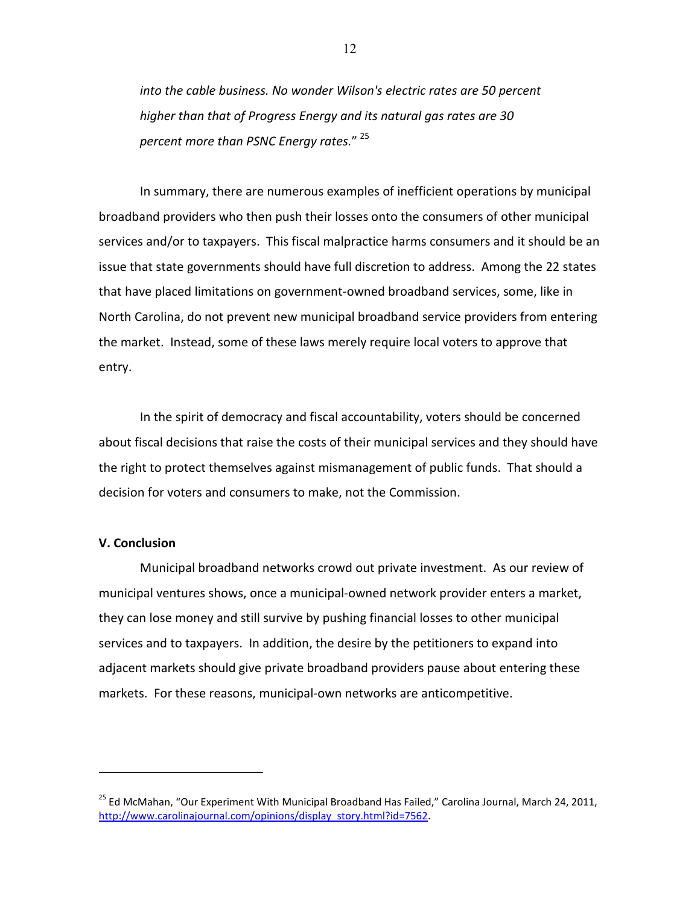*into the cable business. No wonder Wilson's electric rates are 50 percent higher than that of Progress Energy and its natural gas rates are 30 percent more than PSNC Energy rates.*" [25]

In summary, there are numerous examples of inefficient operations by municipal broadband providers who then push their losses onto the consumers of other municipal services and/or to taxpayers. This fiscal malpractice harms consumers and it should be an issue that state governments should have full discretion to address. Among the 22 states that have placed limitations on government-owned broadband services, some, like in North Carolina, do not prevent new municipal broadband service providers from entering the market. Instead, some of these laws merely require local voters to approve that entry.

In the spirit of democracy and fiscal accountability, voters should be concerned about fiscal decisions that raise the costs of their municipal services and they should have the right to protect themselves against mismanagement of public funds. That should a decision for voters and consumers to make, not the Commission.

**V. Conclusion**

Municipal broadband networks crowd out private investment. As our review of municipal ventures shows, once a municipal-owned network provider enters a market, they can lose money and still survive by pushing financial losses to other municipal services and to taxpayers. In addition, the desire by the petitioners to expand into adjacent markets should give private broadband providers pause about entering these markets. For these reasons, municipal-own networks are anticompetitive.

---

[25] Ed McMahan, "Our Experiment With Municipal Broadband Has Failed," Carolina Journal, March 24, 2011, http://www.carolinajournal.com/opinions/display_story.html?id=7562.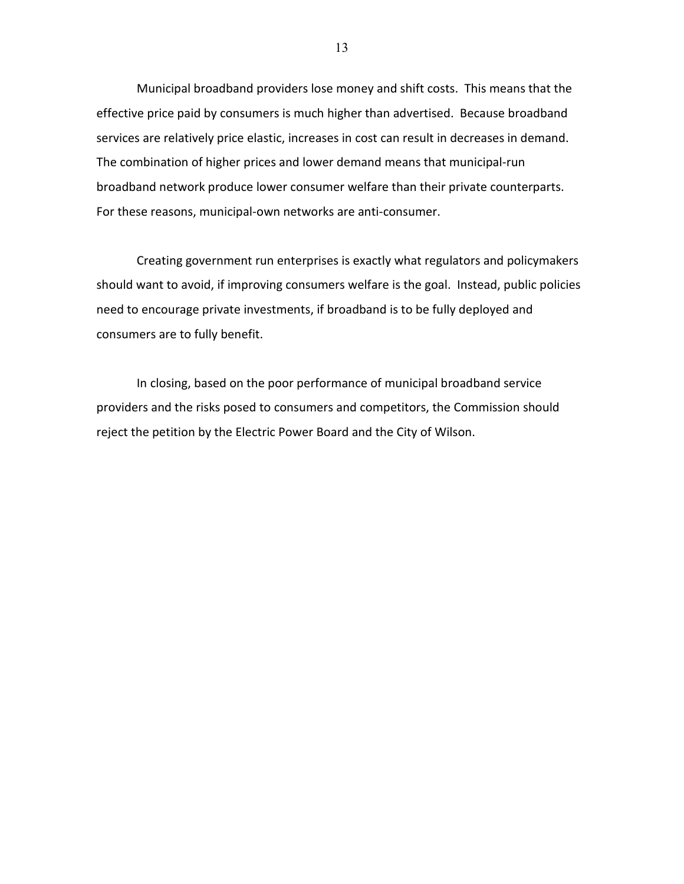Municipal broadband providers lose money and shift costs. This means that the effective price paid by consumers is much higher than advertised. Because broadband services are relatively price elastic, increases in cost can result in decreases in demand. The combination of higher prices and lower demand means that municipal-run broadband network produce lower consumer welfare than their private counterparts. For these reasons, municipal-own networks are anti-consumer.

Creating government run enterprises is exactly what regulators and policymakers should want to avoid, if improving consumers welfare is the goal. Instead, public policies need to encourage private investments, if broadband is to be fully deployed and consumers are to fully benefit.

In closing, based on the poor performance of municipal broadband service providers and the risks posed to consumers and competitors, the Commission should reject the petition by the Electric Power Board and the City of Wilson.